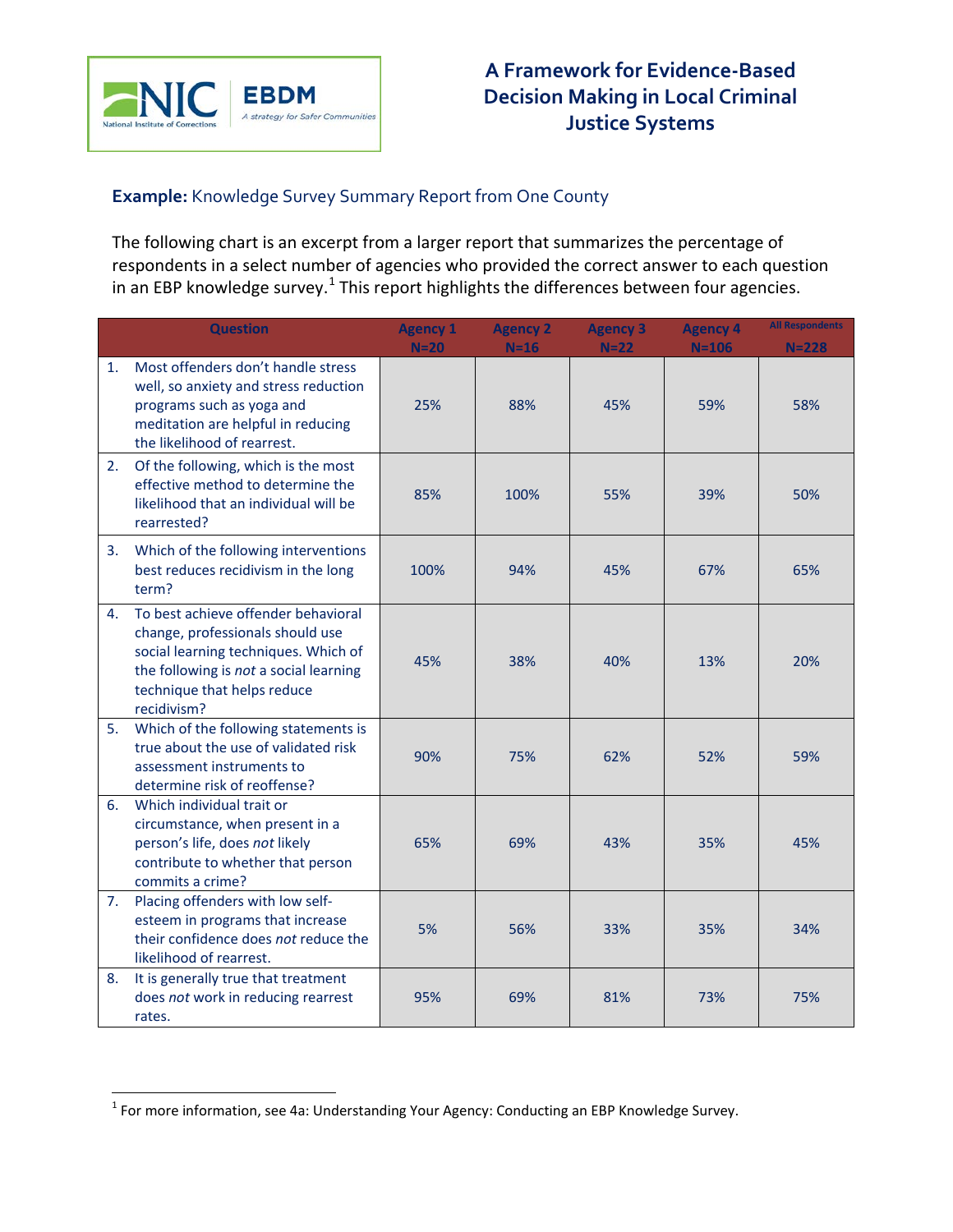# A Framework for Evidence-Based Decision Making in Local Criminal Justice Systems

**Example:** Knowledge Survey Summary Report from One County

The following chart is an excerpt from a larger report that summarizes the percentage of respondents in a select number of agencies who provided the correct answer to each question in an EBP knowledge survey.[1] This report highlights the differences between four agencies.

| Question | Agency 1 N=20 | Agency 2 N=16 | Agency 3 N=22 | Agency 4 N=106 | All Respondents N=228 |
|---|---|---|---|---|---|
| 1. Most offenders don't handle stress well, so anxiety and stress reduction programs such as yoga and meditation are helpful in reducing the likelihood of rearrest. | 25% | 88% | 45% | 59% | 58% |
| 2. Of the following, which is the most effective method to determine the likelihood that an individual will be rearrested? | 85% | 100% | 55% | 39% | 50% |
| 3. Which of the following interventions best reduces recidivism in the long term? | 100% | 94% | 45% | 67% | 65% |
| 4. To best achieve offender behavioral change, professionals should use social learning techniques. Which of the following is *not* a social learning technique that helps reduce recidivism? | 45% | 38% | 40% | 13% | 20% |
| 5. Which of the following statements is true about the use of validated risk assessment instruments to determine risk of reoffense? | 90% | 75% | 62% | 52% | 59% |
| 6. Which individual trait or circumstance, when present in a person's life, does *not* likely contribute to whether that person commits a crime? | 65% | 69% | 43% | 35% | 45% |
| 7. Placing offenders with low self-esteem in programs that increase their confidence does *not* reduce the likelihood of rearrest. | 5% | 56% | 33% | 35% | 34% |
| 8. It is generally true that treatment does *not* work in reducing rearrest rates. | 95% | 69% | 81% | 73% | 75% |

[1] For more information, see 4a: Understanding Your Agency: Conducting an EBP Knowledge Survey.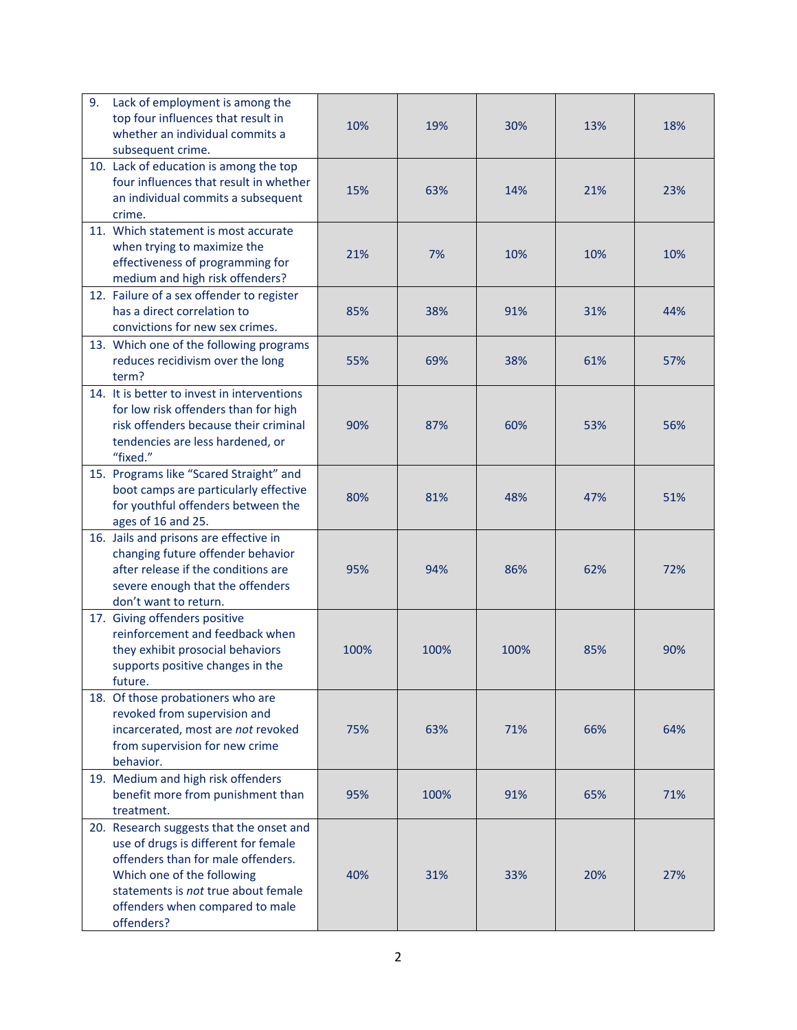| | | | | | |
|---|---|---|---|---|---|
| 9. Lack of employment is among the top four influences that result in whether an individual commits a subsequent crime. | 10% | 19% | 30% | 13% | 18% |
| 10. Lack of education is among the top four influences that result in whether an individual commits a subsequent crime. | 15% | 63% | 14% | 21% | 23% |
| 11. Which statement is most accurate when trying to maximize the effectiveness of programming for medium and high risk offenders? | 21% | 7% | 10% | 10% | 10% |
| 12. Failure of a sex offender to register has a direct correlation to convictions for new sex crimes. | 85% | 38% | 91% | 31% | 44% |
| 13. Which one of the following programs reduces recidivism over the long term? | 55% | 69% | 38% | 61% | 57% |
| 14. It is better to invest in interventions for low risk offenders than for high risk offenders because their criminal tendencies are less hardened, or "fixed." | 90% | 87% | 60% | 53% | 56% |
| 15. Programs like "Scared Straight" and boot camps are particularly effective for youthful offenders between the ages of 16 and 25. | 80% | 81% | 48% | 47% | 51% |
| 16. Jails and prisons are effective in changing future offender behavior after release if the conditions are severe enough that the offenders don't want to return. | 95% | 94% | 86% | 62% | 72% |
| 17. Giving offenders positive reinforcement and feedback when they exhibit prosocial behaviors supports positive changes in the future. | 100% | 100% | 100% | 85% | 90% |
| 18. Of those probationers who are revoked from supervision and incarcerated, most are *not* revoked from supervision for new crime behavior. | 75% | 63% | 71% | 66% | 64% |
| 19. Medium and high risk offenders benefit more from punishment than treatment. | 95% | 100% | 91% | 65% | 71% |
| 20. Research suggests that the onset and use of drugs is different for female offenders than for male offenders. Which one of the following statements is *not* true about female offenders when compared to male offenders? | 40% | 31% | 33% | 20% | 27% |